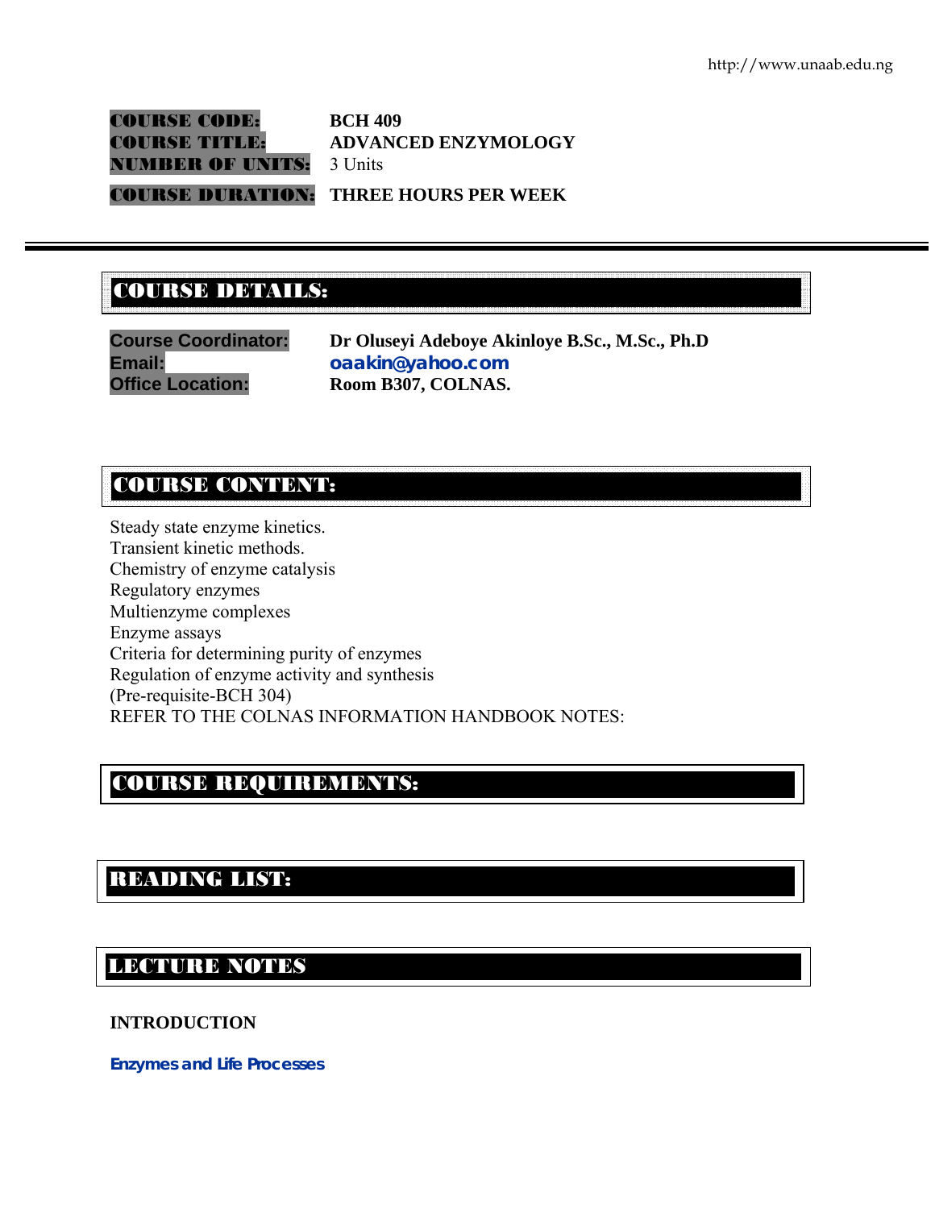| | |
|---|---|
| **COURSE CODE:** | **BCH 409** |
| **COURSE TITLE:** | **ADVANCED ENZYMOLOGY** |
| **NUMBER OF UNITS:** | 3 Units |
| **COURSE DURATION:** | **THREE HOURS PER WEEK** |

## COURSE DETAILS:

| | |
|---|---|
| **Course Coordinator:** | **Dr Oluseyi Adeboye Akinloye B.Sc., M.Sc., Ph.D** |
| **Email:** | **oaakin@yahoo.com** |
| **Office Location:** | **Room B307, COLNAS.** |

## COURSE CONTENT:

Steady state enzyme kinetics.
Transient kinetic methods.
Chemistry of enzyme catalysis
Regulatory enzymes
Multienzyme complexes
Enzyme assays
Criteria for determining purity of enzymes
Regulation of enzyme activity and synthesis
(Pre-requisite-BCH 304)
REFER TO THE COLNAS INFORMATION HANDBOOK NOTES:

## COURSE REQUIREMENTS:

## READING LIST:

## LECTURE NOTES

### INTRODUCTION

**Enzymes and Life Processes**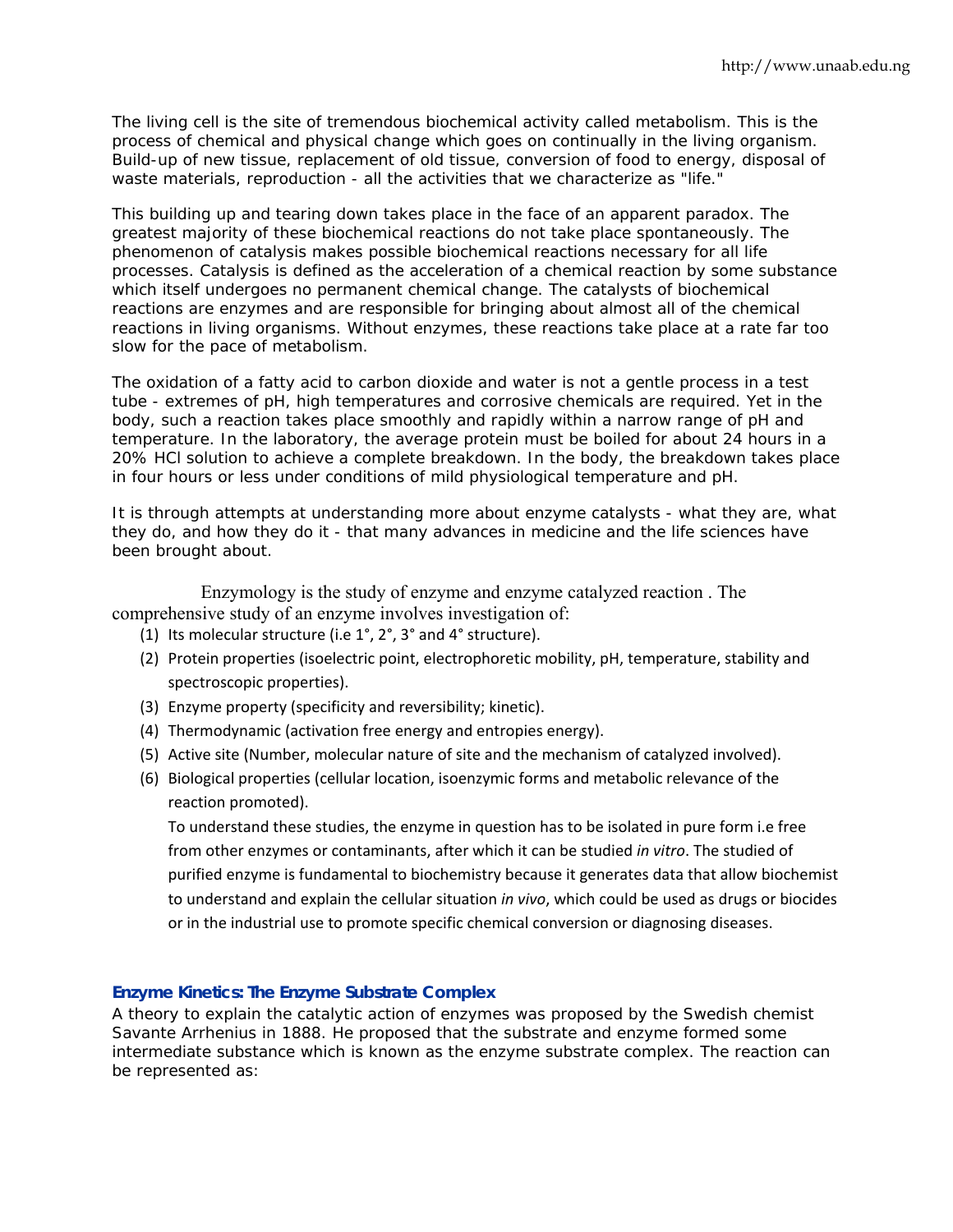The living cell is the site of tremendous biochemical activity called metabolism. This is the process of chemical and physical change which goes on continually in the living organism. Build-up of new tissue, replacement of old tissue, conversion of food to energy, disposal of waste materials, reproduction - all the activities that we characterize as "life."

This building up and tearing down takes place in the face of an apparent paradox. The greatest majority of these biochemical reactions do not take place spontaneously. The phenomenon of catalysis makes possible biochemical reactions necessary for all life processes. Catalysis is defined as the acceleration of a chemical reaction by some substance which itself undergoes no permanent chemical change. The catalysts of biochemical reactions are enzymes and are responsible for bringing about almost all of the chemical reactions in living organisms. Without enzymes, these reactions take place at a rate far too slow for the pace of metabolism.

The oxidation of a fatty acid to carbon dioxide and water is not a gentle process in a test tube - extremes of pH, high temperatures and corrosive chemicals are required. Yet in the body, such a reaction takes place smoothly and rapidly within a narrow range of pH and temperature. In the laboratory, the average protein must be boiled for about 24 hours in a 20% HCl solution to achieve a complete breakdown. In the body, the breakdown takes place in four hours or less under conditions of mild physiological temperature and pH.

It is through attempts at understanding more about enzyme catalysts - what they are, what they do, and how they do it - that many advances in medicine and the life sciences have been brought about.

Enzymology is the study of enzyme and enzyme catalyzed reaction . The comprehensive study of an enzyme involves investigation of:

(1) Its molecular structure (i.e 1°, 2°, 3° and 4° structure).
(2) Protein properties (isoelectric point, electrophoretic mobility, pH, temperature, stability and spectroscopic properties).
(3) Enzyme property (specificity and reversibility; kinetic).
(4) Thermodynamic (activation free energy and entropies energy).
(5) Active site (Number, molecular nature of site and the mechanism of catalyzed involved).
(6) Biological properties (cellular location, isoenzymic forms and metabolic relevance of the reaction promoted).

To understand these studies, the enzyme in question has to be isolated in pure form i.e free from other enzymes or contaminants, after which it can be studied *in vitro*. The studied of purified enzyme is fundamental to biochemistry because it generates data that allow biochemist to understand and explain the cellular situation *in vivo*, which could be used as drugs or biocides or in the industrial use to promote specific chemical conversion or diagnosing diseases.

### Enzyme Kinetics: The Enzyme Substrate Complex

A theory to explain the catalytic action of enzymes was proposed by the Swedish chemist Savante Arrhenius in 1888. He proposed that the substrate and enzyme formed some intermediate substance which is known as the enzyme substrate complex. The reaction can be represented as: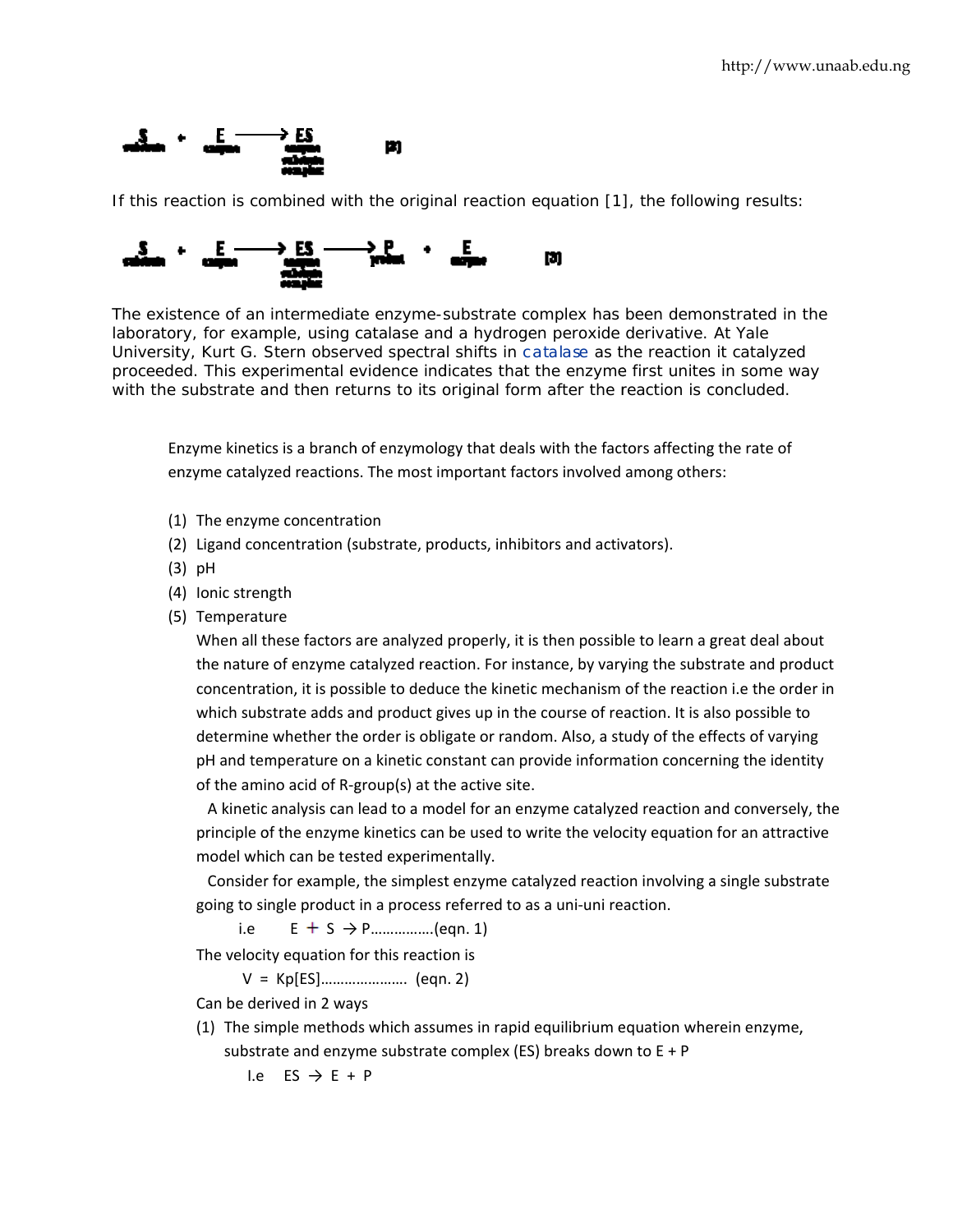$$\underset{\text{substrate}}{S} + \underset{\text{enzyme}}{E} \longrightarrow \underset{\text{enzyme substrate complex}}{ES} \qquad [2]$$

If this reaction is combined with the original reaction equation [1], the following results:

$$\underset{\text{substrate}}{S} + \underset{\text{enzyme}}{E} \longrightarrow \underset{\text{enzyme substrate complex}}{ES} \longrightarrow \underset{\text{product}}{P} + \underset{\text{enzyme}}{E} \qquad [3]$$

The existence of an intermediate enzyme-substrate complex has been demonstrated in the laboratory, for example, using catalase and a hydrogen peroxide derivative. At Yale University, Kurt G. Stern observed spectral shifts in catalase as the reaction it catalyzed proceeded. This experimental evidence indicates that the enzyme first unites in some way with the substrate and then returns to its original form after the reaction is concluded.

Enzyme kinetics is a branch of enzymology that deals with the factors affecting the rate of enzyme catalyzed reactions. The most important factors involved among others:

(1) The enzyme concentration
(2) Ligand concentration (substrate, products, inhibitors and activators).
(3) pH
(4) Ionic strength
(5) Temperature

When all these factors are analyzed properly, it is then possible to learn a great deal about the nature of enzyme catalyzed reaction. For instance, by varying the substrate and product concentration, it is possible to deduce the kinetic mechanism of the reaction i.e the order in which substrate adds and product gives up in the course of reaction. It is also possible to determine whether the order is obligate or random. Also, a study of the effects of varying pH and temperature on a kinetic constant can provide information concerning the identity of the amino acid of R-group(s) at the active site.

A kinetic analysis can lead to a model for an enzyme catalyzed reaction and conversely, the principle of the enzyme kinetics can be used to write the velocity equation for an attractive model which can be tested experimentally.

Consider for example, the simplest enzyme catalyzed reaction involving a single substrate going to single product in a process referred to as a uni-uni reaction.

i.e $E + S \rightarrow P$…………….(eqn. 1)

The velocity equation for this reaction is

$V = Kp[ES]$…………………. (eqn. 2)

Can be derived in 2 ways

(1) The simple methods which assumes in rapid equilibrium equation wherein enzyme, substrate and enzyme substrate complex (ES) breaks down to E + P

I.e $ES \rightarrow E + P$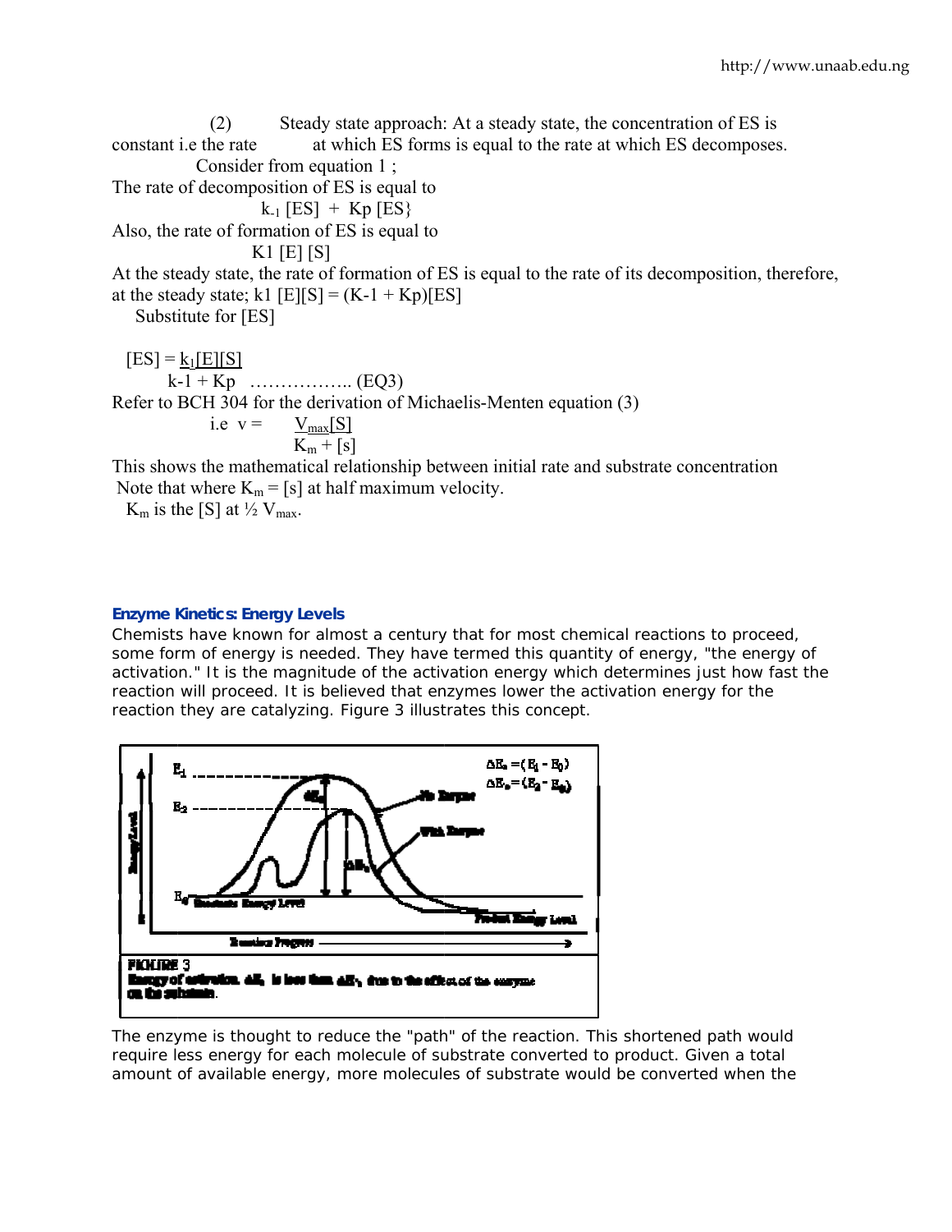(2) Steady state approach: At a steady state, the concentration of ES is constant i.e the rate at which ES forms is equal to the rate at which ES decomposes.

Consider from equation 1 ;

The rate of decomposition of ES is equal to

$$k_{-1} [ES] + Kp [ES]$$

Also, the rate of formation of ES is equal to

$$K1 [E] [S]$$

At the steady state, the rate of formation of ES is equal to the rate of its decomposition, therefore, at the steady state; $k1 [E][S] = (K\text{-}1 + Kp)[ES]$

Substitute for [ES]

$$[ES] = \frac{k_1[E][S]}{k\text{-}1 + Kp} \quad \text{.................. (EQ3)}$$

Refer to BCH 304 for the derivation of Michaelis-Menten equation (3)

$$\text{i.e } v = \frac{V_{max}[S]}{K_m + [s]}$$

This shows the mathematical relationship between initial rate and substrate concentration

Note that where $K_m$ = [s] at half maximum velocity.

$K_m$ is the [S] at ½ $V_{max}$.

### Enzyme Kinetics: Energy Levels

Chemists have known for almost a century that for most chemical reactions to proceed, some form of energy is needed. They have termed this quantity of energy, "the energy of activation." It is the magnitude of the activation energy which determines just how fast the reaction will proceed. It is believed that enzymes lower the activation energy for the reaction they are catalyzing. Figure 3 illustrates this concept.

**FIGURE 3**
**Energy of activation. $\Delta E_e$ is less than $\Delta E_n$ due to the effect of the enzyme on the substrate.**

The enzyme is thought to reduce the "path" of the reaction. This shortened path would require less energy for each molecule of substrate converted to product. Given a total amount of available energy, more molecules of substrate would be converted when the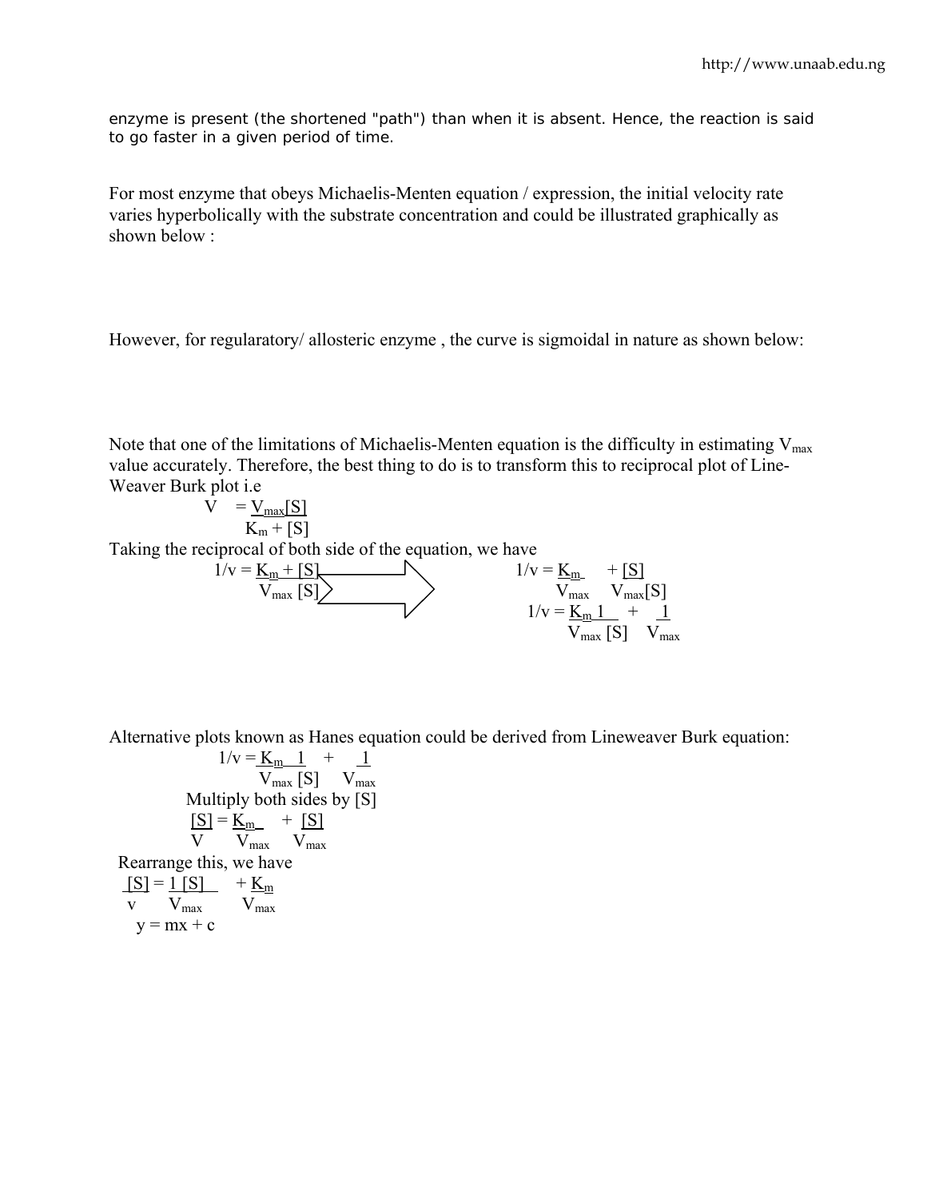enzyme is present (the shortened "path") than when it is absent. Hence, the reaction is said to go faster in a given period of time.

For most enzyme that obeys Michaelis-Menten equation / expression, the initial velocity rate varies hyperbolically with the substrate concentration and could be illustrated graphically as shown below :

However, for regularatory/ allosteric enzyme , the curve is sigmoidal in nature as shown below:

Note that one of the limitations of Michaelis-Menten equation is the difficulty in estimating $V_{max}$ value accurately. Therefore, the best thing to do is to transform this to reciprocal plot of Line-Weaver Burk plot i.e

$$V = \frac{V_{max}[S]}{K_m + [S]}$$

Taking the reciprocal of both side of the equation, we have

$$1/v = \frac{K_m + [S]}{V_{max}[S]} \Rightarrow 1/v = \frac{K_m}{V_{max}} + \frac{[S]}{V_{max}[S]}$$

$$1/v = \frac{K_m}{V_{max}}\frac{1}{[S]} + \frac{1}{V_{max}}$$

Alternative plots known as Hanes equation could be derived from Lineweaver Burk equation:

$$1/v = \frac{K_m}{V_{max}}\frac{1}{[S]} + \frac{1}{V_{max}}$$

Multiply both sides by [S]

$$\frac{[S]}{V} = \frac{K_m}{V_{max}} + \frac{[S]}{V_{max}}$$

Rearrange this, we have

$$\frac{[S]}{v} = \frac{1}{V_{max}}[S] + \frac{K_m}{V_{max}}$$

$$y = mx + c$$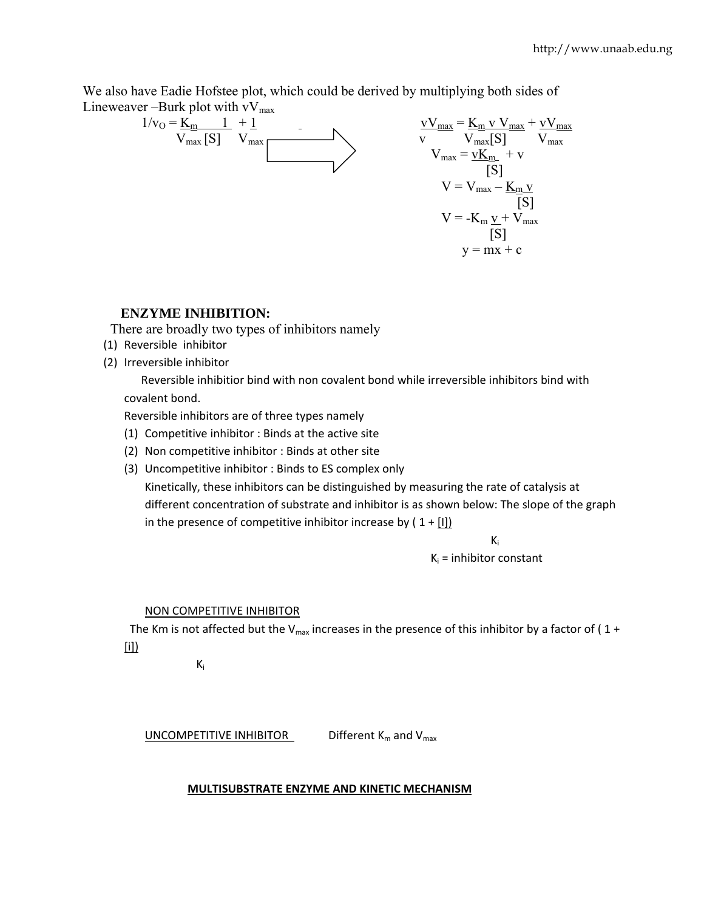We also have Eadie Hofstee plot, which could be derived by multiplying both sides of Lineweaver –Burk plot with $vV_{max}$

$$\frac{1}{v_O} = \frac{K_m}{V_{max}} \frac{1}{[S]} + \frac{1}{V_{max}} \quad \Rightarrow \quad \frac{vV_{max}}{v} = \frac{K_m\, v\, V_{max}}{V_{max}[S]} + \frac{vV_{max}}{V_{max}}$$

$$V_{max} = \frac{vK_m}{[S]} + v$$

$$V = V_{max} - \frac{K_m v}{[S]}$$

$$V = -K_m \frac{v}{[S]} + V_{max}$$

$$y = mx + c$$

**ENZYME INHIBITION:**

There are broadly two types of inhibitors namely

(1) Reversible inhibitor
(2) Irreversible inhibitor

Reversible inhibitior bind with non covalent bond while irreversible inhibitors bind with covalent bond.

Reversible inhibitors are of three types namely

(1) Competitive inhibitor : Binds at the active site
(2) Non competitive inhibitor : Binds at other site
(3) Uncompetitive inhibitor : Binds to ES complex only

Kinetically, these inhibitors can be distinguished by measuring the rate of catalysis at different concentration of substrate and inhibitor is as shown below: The slope of the graph in the presence of competitive inhibitor increase by $\left(1 + \frac{[I]}{K_i}\right)$

$K_i$ = inhibitor constant

NON COMPETITIVE INHIBITOR

The Km is not affected but the $V_{max}$ increases in the presence of this inhibitor by a factor of $\left(1 + \frac{[i]}{K_i}\right)$

UNCOMPETITIVE INHIBITOR Different $K_m$ and $V_{max}$

**MULTISUBSTRATE ENZYME AND KINETIC MECHANISM**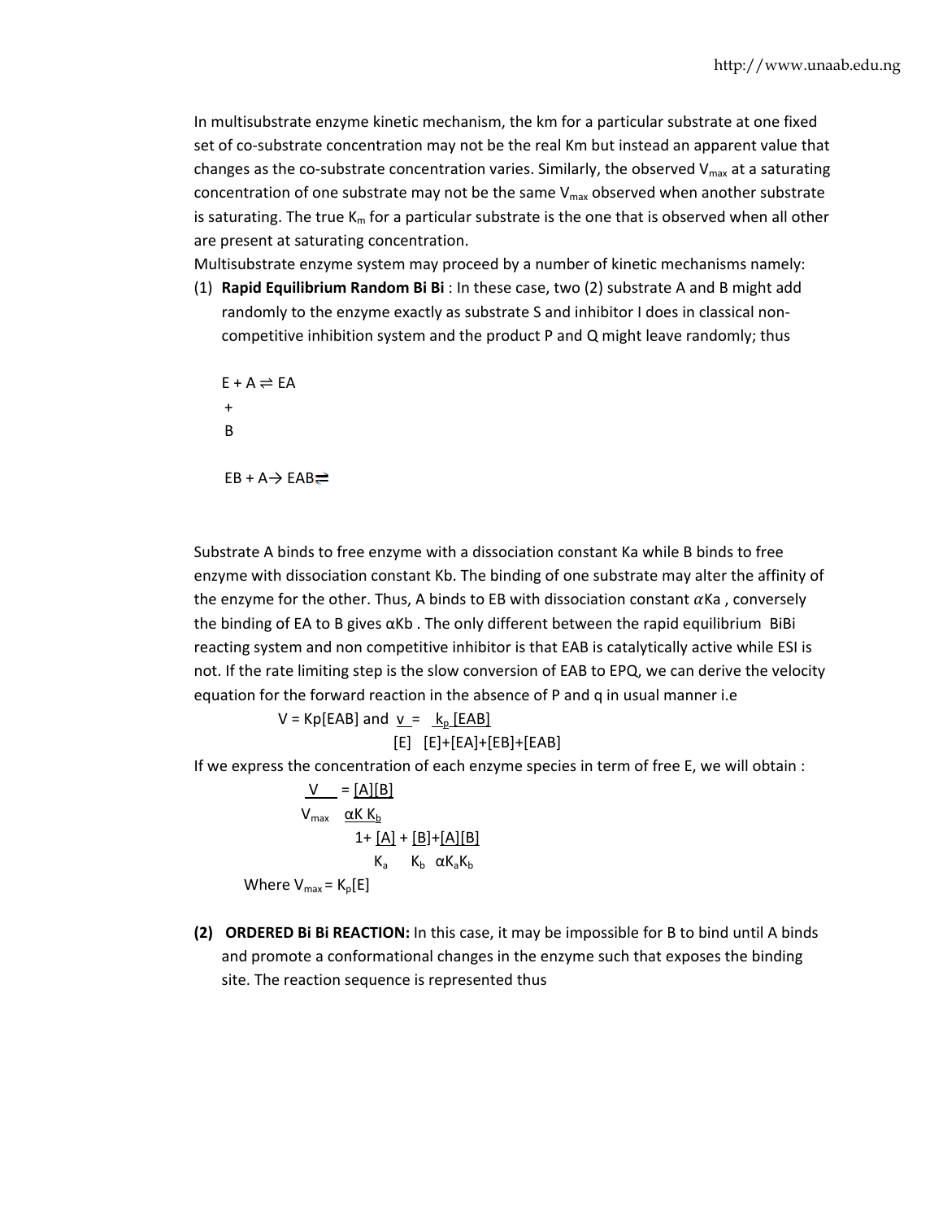In multisubstrate enzyme kinetic mechanism, the km for a particular substrate at one fixed set of co-substrate concentration may not be the real Km but instead an apparent value that changes as the co-substrate concentration varies. Similarly, the observed $V_{max}$ at a saturating concentration of one substrate may not be the same $V_{max}$ observed when another substrate is saturating. The true $K_m$ for a particular substrate is the one that is observed when all other are present at saturating concentration.

Multisubstrate enzyme system may proceed by a number of kinetic mechanisms namely:

(1) **Rapid Equilibrium Random Bi Bi** : In these case, two (2) substrate A and B might add randomly to the enzyme exactly as substrate S and inhibitor I does in classical non-competitive inhibition system and the product P and Q might leave randomly; thus

$$E + A \rightleftharpoons EA$$

$$+$$

$$B$$

$$EB + A \rightarrow EAB \rightleftharpoons$$

Substrate A binds to free enzyme with a dissociation constant Ka while B binds to free enzyme with dissociation constant Kb. The binding of one substrate may alter the affinity of the enzyme for the other. Thus, A binds to EB with dissociation constant $\alpha$Ka , conversely the binding of EA to B gives αKb . The only different between the rapid equilibrium BiBi reacting system and non competitive inhibitor is that EAB is catalytically active while ESI is not. If the rate limiting step is the slow conversion of EAB to EPQ, we can derive the velocity equation for the forward reaction in the absence of P and q in usual manner i.e

$$V = Kp[EAB] \text{ and } \frac{v}{[E]} = \frac{k_p\,[EAB]}{[E]+[EA]+[EB]+[EAB]}$$

If we express the concentration of each enzyme species in term of free E, we will obtain :

$$\frac{V}{V_{max}} = \frac{\dfrac{[A][B]}{\alpha K\, K_b}}{1+\dfrac{[A]}{K_a} + \dfrac{[B]}{K_b}+\dfrac{[A][B]}{\alpha K_a K_b}}$$

Where $V_{max} = K_p[E]$

**(2) ORDERED Bi Bi REACTION:** In this case, it may be impossible for B to bind until A binds and promote a conformational changes in the enzyme such that exposes the binding site. The reaction sequence is represented thus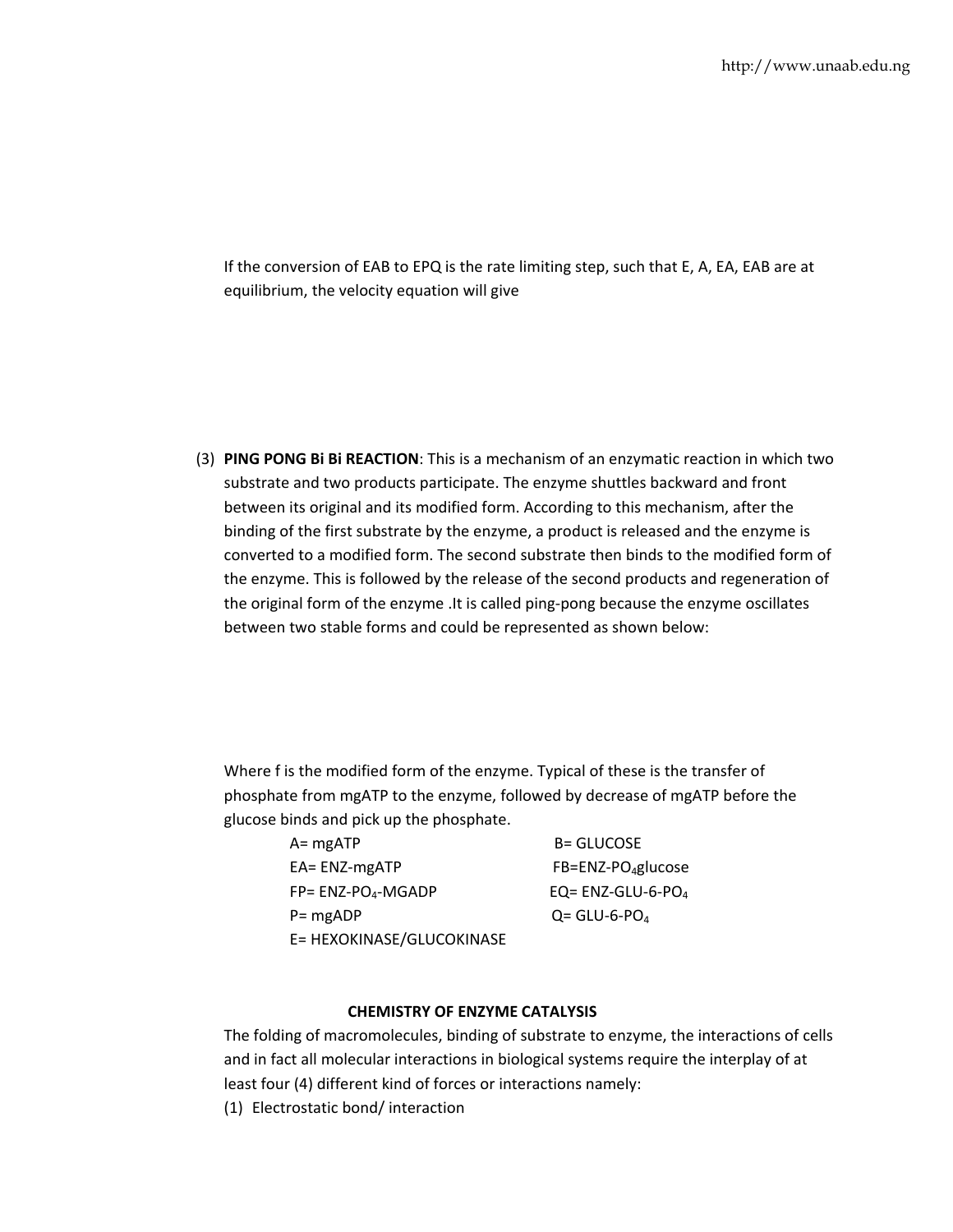If the conversion of EAB to EPQ is the rate limiting step, such that E, A, EA, EAB are at equilibrium, the velocity equation will give

(3) **PING PONG Bi Bi REACTION**: This is a mechanism of an enzymatic reaction in which two substrate and two products participate. The enzyme shuttles backward and front between its original and its modified form. According to this mechanism, after the binding of the first substrate by the enzyme, a product is released and the enzyme is converted to a modified form. The second substrate then binds to the modified form of the enzyme. This is followed by the release of the second products and regeneration of the original form of the enzyme .It is called ping-pong because the enzyme oscillates between two stable forms and could be represented as shown below:

Where f is the modified form of the enzyme. Typical of these is the transfer of phosphate from mgATP to the enzyme, followed by decrease of mgATP before the glucose binds and pick up the phosphate.

A= mgATP B= GLUCOSE

EA= ENZ-mgATP FB=ENZ-$PO_4$glucose

FP= ENZ-$PO_4$-MGADP EQ= ENZ-GLU-6-$PO_4$

P= mgADP Q= GLU-6-$PO_4$

E= HEXOKINASE/GLUCOKINASE

**CHEMISTRY OF ENZYME CATALYSIS**

The folding of macromolecules, binding of substrate to enzyme, the interactions of cells and in fact all molecular interactions in biological systems require the interplay of at least four (4) different kind of forces or interactions namely:

(1) Electrostatic bond/ interaction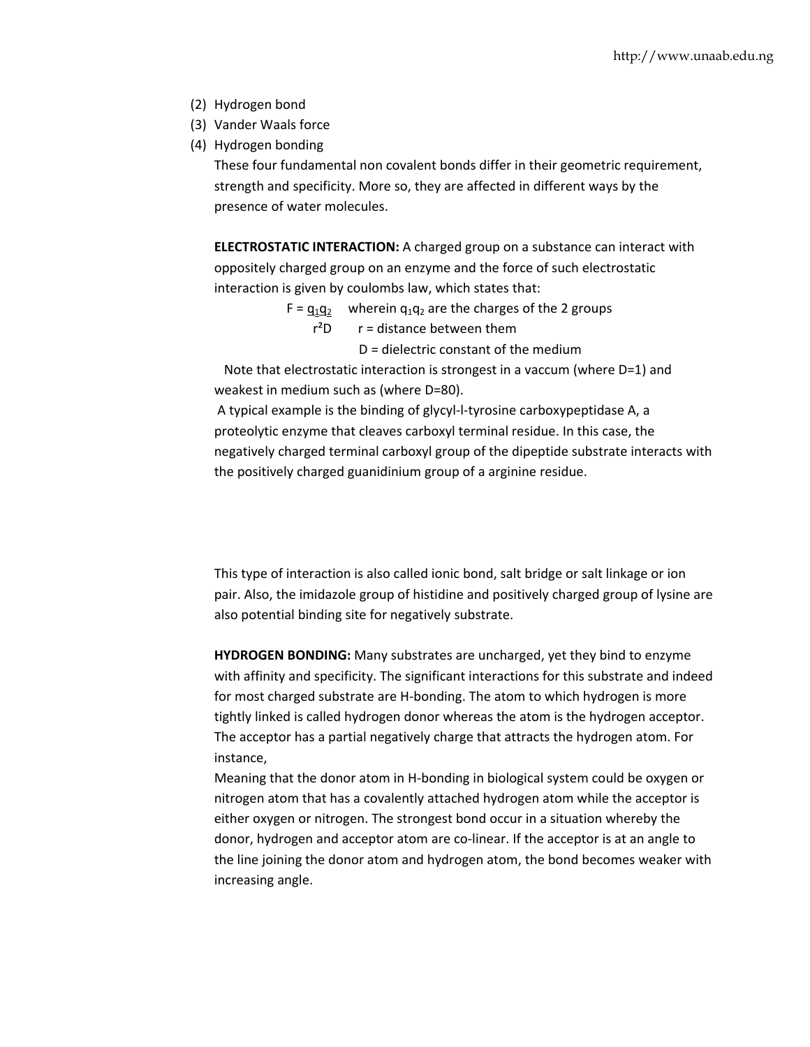(2) Hydrogen bond
(3) Vander Waals force
(4) Hydrogen bonding

These four fundamental non covalent bonds differ in their geometric requirement, strength and specificity. More so, they are affected in different ways by the presence of water molecules.

**ELECTROSTATIC INTERACTION:** A charged group on a substance can interact with oppositely charged group on an enzyme and the force of such electrostatic interaction is given by coulombs law, which states that:

$$F = \frac{q_1 q_2}{r^2 D}$$

wherein $q_1 q_2$ are the charges of the 2 groups
r = distance between them
D = dielectric constant of the medium

Note that electrostatic interaction is strongest in a vaccum (where D=1) and weakest in medium such as (where D=80).

A typical example is the binding of glycyl-l-tyrosine carboxypeptidase A, a proteolytic enzyme that cleaves carboxyl terminal residue. In this case, the negatively charged terminal carboxyl group of the dipeptide substrate interacts with the positively charged guanidinium group of a arginine residue.

This type of interaction is also called ionic bond, salt bridge or salt linkage or ion pair. Also, the imidazole group of histidine and positively charged group of lysine are also potential binding site for negatively substrate.

**HYDROGEN BONDING:** Many substrates are uncharged, yet they bind to enzyme with affinity and specificity. The significant interactions for this substrate and indeed for most charged substrate are H-bonding. The atom to which hydrogen is more tightly linked is called hydrogen donor whereas the atom is the hydrogen acceptor. The acceptor has a partial negatively charge that attracts the hydrogen atom. For instance,

Meaning that the donor atom in H-bonding in biological system could be oxygen or nitrogen atom that has a covalently attached hydrogen atom while the acceptor is either oxygen or nitrogen. The strongest bond occur in a situation whereby the donor, hydrogen and acceptor atom are co-linear. If the acceptor is at an angle to the line joining the donor atom and hydrogen atom, the bond becomes weaker with increasing angle.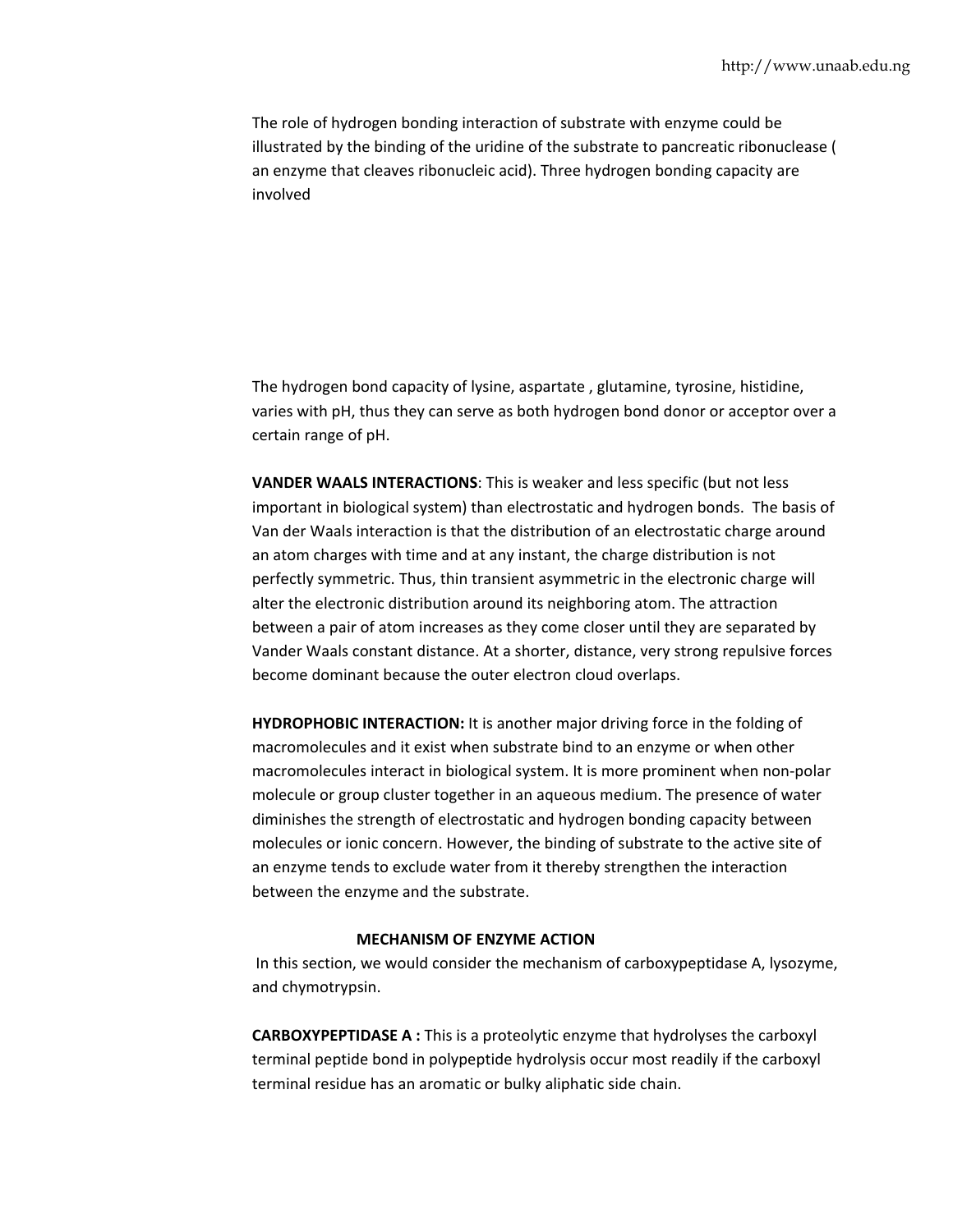The role of hydrogen bonding interaction of substrate with enzyme could be illustrated by the binding of the uridine of the substrate to pancreatic ribonuclease ( an enzyme that cleaves ribonucleic acid). Three hydrogen bonding capacity are involved

The hydrogen bond capacity of lysine, aspartate , glutamine, tyrosine, histidine, varies with pH, thus they can serve as both hydrogen bond donor or acceptor over a certain range of pH.

**VANDER WAALS INTERACTIONS**: This is weaker and less specific (but not less important in biological system) than electrostatic and hydrogen bonds. The basis of Van der Waals interaction is that the distribution of an electrostatic charge around an atom charges with time and at any instant, the charge distribution is not perfectly symmetric. Thus, thin transient asymmetric in the electronic charge will alter the electronic distribution around its neighboring atom. The attraction between a pair of atom increases as they come closer until they are separated by Vander Waals constant distance. At a shorter, distance, very strong repulsive forces become dominant because the outer electron cloud overlaps.

**HYDROPHOBIC INTERACTION:** It is another major driving force in the folding of macromolecules and it exist when substrate bind to an enzyme or when other macromolecules interact in biological system. It is more prominent when non-polar molecule or group cluster together in an aqueous medium. The presence of water diminishes the strength of electrostatic and hydrogen bonding capacity between molecules or ionic concern. However, the binding of substrate to the active site of an enzyme tends to exclude water from it thereby strengthen the interaction between the enzyme and the substrate.

## MECHANISM OF ENZYME ACTION

In this section, we would consider the mechanism of carboxypeptidase A, lysozyme, and chymotrypsin.

**CARBOXYPEPTIDASE A :** This is a proteolytic enzyme that hydrolyses the carboxyl terminal peptide bond in polypeptide hydrolysis occur most readily if the carboxyl terminal residue has an aromatic or bulky aliphatic side chain.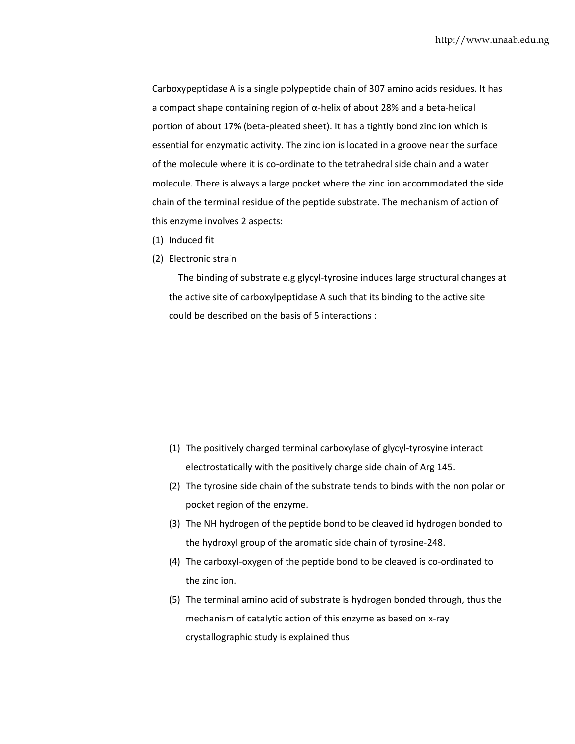Carboxypeptidase A is a single polypeptide chain of 307 amino acids residues. It has a compact shape containing region of α-helix of about 28% and a beta-helical portion of about 17% (beta-pleated sheet). It has a tightly bond zinc ion which is essential for enzymatic activity. The zinc ion is located in a groove near the surface of the molecule where it is co-ordinate to the tetrahedral side chain and a water molecule. There is always a large pocket where the zinc ion accommodated the side chain of the terminal residue of the peptide substrate. The mechanism of action of this enzyme involves 2 aspects:

(1) Induced fit
(2) Electronic strain

The binding of substrate e.g glycyl-tyrosine induces large structural changes at the active site of carboxylpeptidase A such that its binding to the active site could be described on the basis of 5 interactions :

(1) The positively charged terminal carboxylase of glycyl-tyrosyine interact electrostatically with the positively charge side chain of Arg 145.
(2) The tyrosine side chain of the substrate tends to binds with the non polar or pocket region of the enzyme.
(3) The NH hydrogen of the peptide bond to be cleaved id hydrogen bonded to the hydroxyl group of the aromatic side chain of tyrosine-248.
(4) The carboxyl-oxygen of the peptide bond to be cleaved is co-ordinated to the zinc ion.
(5) The terminal amino acid of substrate is hydrogen bonded through, thus the mechanism of catalytic action of this enzyme as based on x-ray crystallographic study is explained thus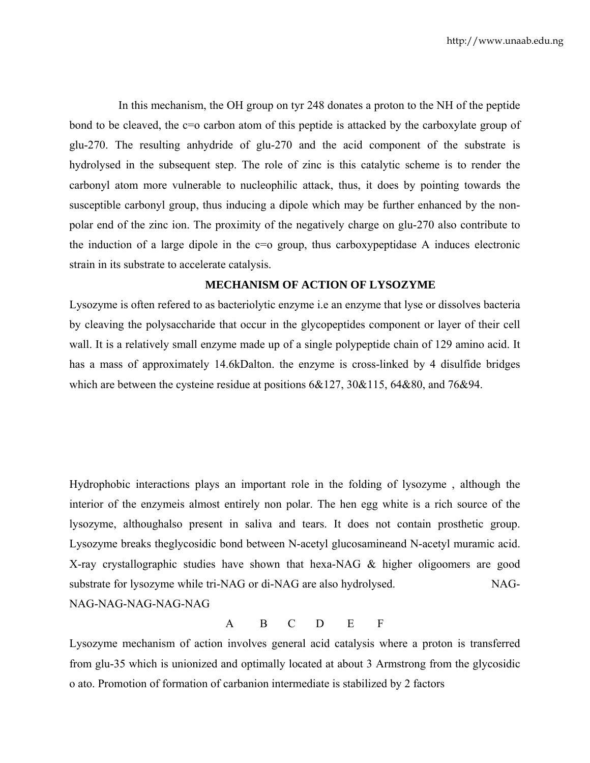In this mechanism, the OH group on tyr 248 donates a proton to the NH of the peptide bond to be cleaved, the c=o carbon atom of this peptide is attacked by the carboxylate group of glu-270. The resulting anhydride of glu-270 and the acid component of the substrate is hydrolysed in the subsequent step. The role of zinc is this catalytic scheme is to render the carbonyl atom more vulnerable to nucleophilic attack, thus, it does by pointing towards the susceptible carbonyl group, thus inducing a dipole which may be further enhanced by the non-polar end of the zinc ion. The proximity of the negatively charge on glu-270 also contribute to the induction of a large dipole in the c=o group, thus carboxypeptidase A induces electronic strain in its substrate to accelerate catalysis.

**MECHANISM OF ACTION OF LYSOZYME**

Lysozyme is often refered to as bacteriolytic enzyme i.e an enzyme that lyse or dissolves bacteria by cleaving the polysaccharide that occur in the glycopeptides component or layer of their cell wall. It is a relatively small enzyme made up of a single polypeptide chain of 129 amino acid. It has a mass of approximately 14.6kDalton. the enzyme is cross-linked by 4 disulfide bridges which are between the cysteine residue at positions 6&127, 30&115, 64&80, and 76&94.

Hydrophobic interactions plays an important role in the folding of lysozyme , although the interior of the enzymeis almost entirely non polar. The hen egg white is a rich source of the lysozyme, althoughalso present in saliva and tears. It does not contain prosthetic group. Lysozyme breaks theglycosidic bond between N-acetyl glucosamineand N-acetyl muramic acid. X-ray crystallographic studies have shown that hexa-NAG & higher oligoomers are good substrate for lysozyme while tri-NAG or di-NAG are also hydrolysed. NAG-NAG-NAG-NAG-NAG-NAG

A B C D E F

Lysozyme mechanism of action involves general acid catalysis where a proton is transferred from glu-35 which is unionized and optimally located at about 3 Armstrong from the glycosidic o ato. Promotion of formation of carbanion intermediate is stabilized by 2 factors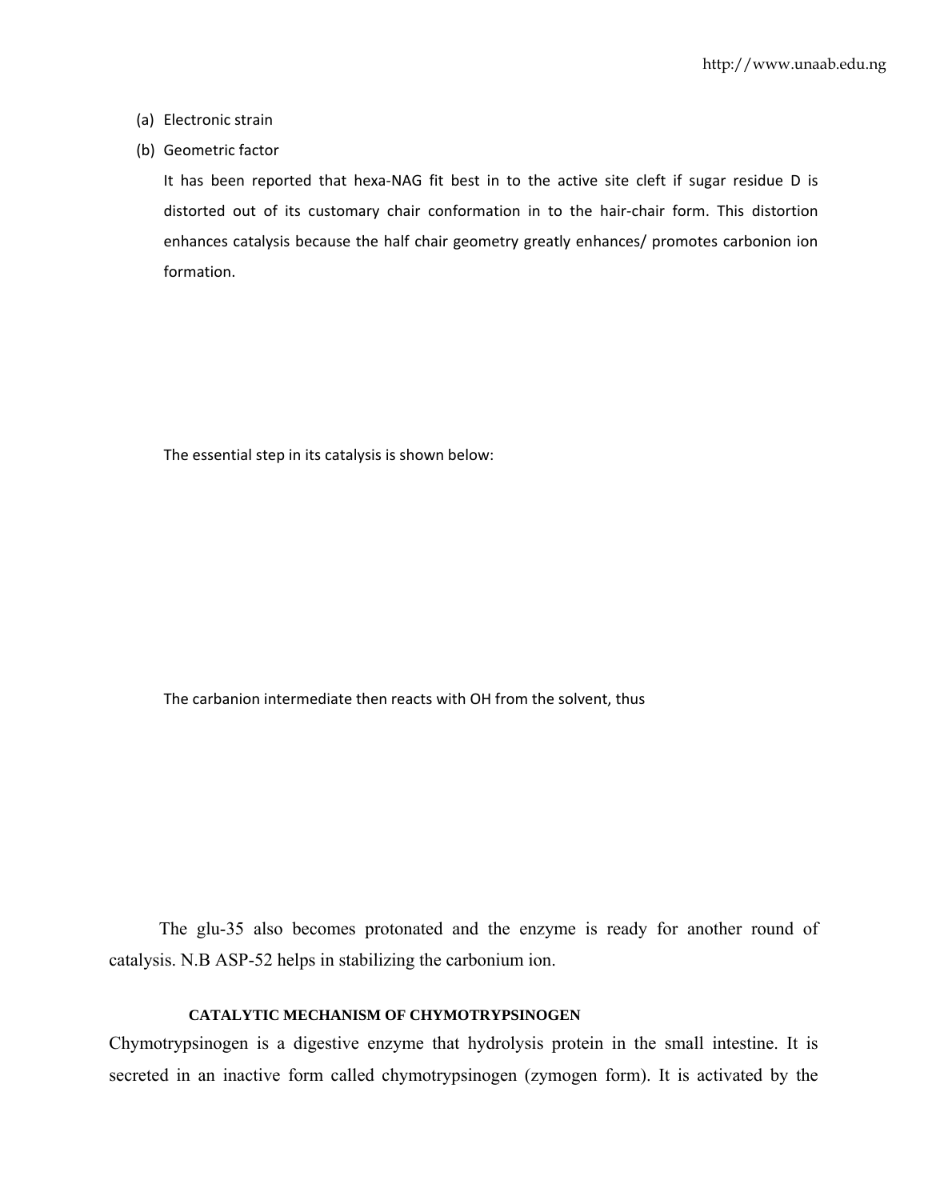(a) Electronic strain

(b) Geometric factor

It has been reported that hexa-NAG fit best in to the active site cleft if sugar residue D is distorted out of its customary chair conformation in to the hair-chair form. This distortion enhances catalysis because the half chair geometry greatly enhances/ promotes carbonion ion formation.

The essential step in its catalysis is shown below:

The carbanion intermediate then reacts with OH from the solvent, thus

The glu-35 also becomes protonated and the enzyme is ready for another round of catalysis. N.B ASP-52 helps in stabilizing the carbonium ion.

### CATALYTIC MECHANISM OF CHYMOTRYPSINOGEN

Chymotrypsinogen is a digestive enzyme that hydrolysis protein in the small intestine. It is secreted in an inactive form called chymotrypsinogen (zymogen form). It is activated by the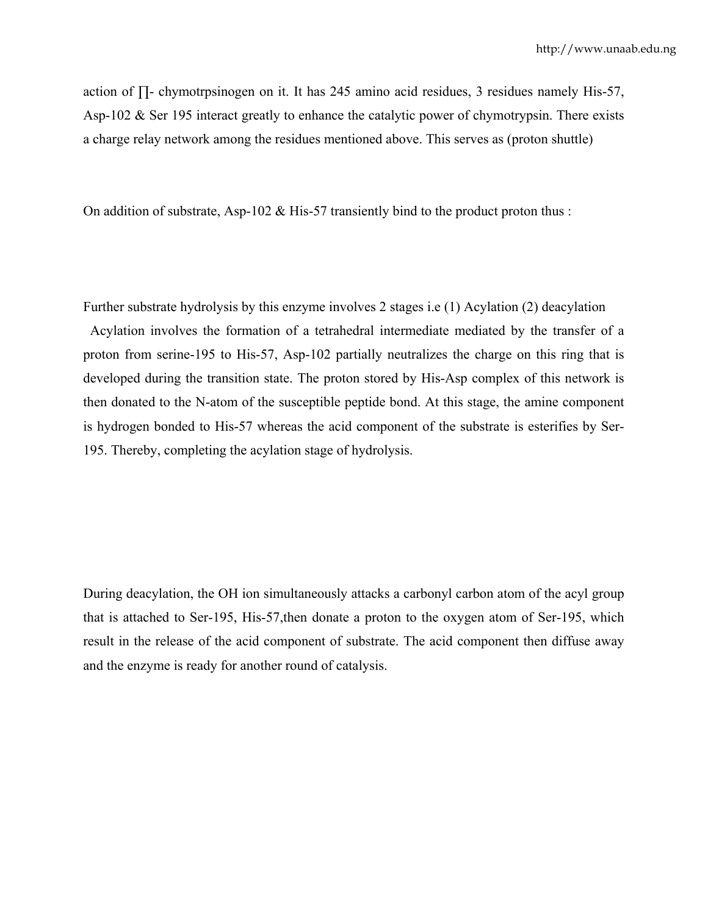action of ∏- chymotrpsinogen on it. It has 245 amino acid residues, 3 residues namely His-57, Asp-102 & Ser 195 interact greatly to enhance the catalytic power of chymotrypsin. There exists a charge relay network among the residues mentioned above. This serves as (proton shuttle)

On addition of substrate, Asp-102 & His-57 transiently bind to the product proton thus :

Further substrate hydrolysis by this enzyme involves 2 stages i.e (1) Acylation (2) deacylation

Acylation involves the formation of a tetrahedral intermediate mediated by the transfer of a proton from serine-195 to His-57, Asp-102 partially neutralizes the charge on this ring that is developed during the transition state. The proton stored by His-Asp complex of this network is then donated to the N-atom of the susceptible peptide bond. At this stage, the amine component is hydrogen bonded to His-57 whereas the acid component of the substrate is esterifies by Ser-195. Thereby, completing the acylation stage of hydrolysis.

During deacylation, the OH ion simultaneously attacks a carbonyl carbon atom of the acyl group that is attached to Ser-195, His-57,then donate a proton to the oxygen atom of Ser-195, which result in the release of the acid component of substrate. The acid component then diffuse away and the enzyme is ready for another round of catalysis.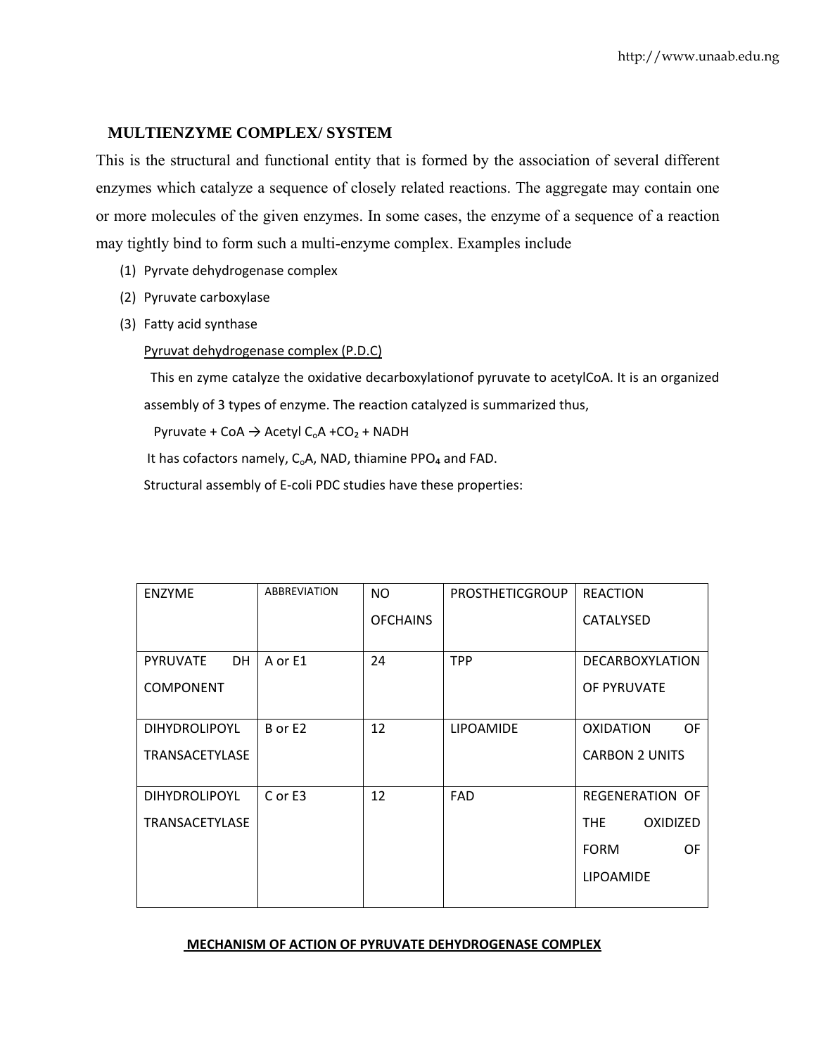## MULTIENZYME COMPLEX/ SYSTEM

This is the structural and functional entity that is formed by the association of several different enzymes which catalyze a sequence of closely related reactions. The aggregate may contain one or more molecules of the given enzymes. In some cases, the enzyme of a sequence of a reaction may tightly bind to form such a multi-enzyme complex. Examples include

(1) Pyrvate dehydrogenase complex
(2) Pyruvate carboxylase
(3) Fatty acid synthase

<u>Pyruvat dehydrogenase complex (P.D.C)</u>

This en zyme catalyze the oxidative decarboxylationof pyruvate to acetylCoA. It is an organized assembly of 3 types of enzyme. The reaction catalyzed is summarized thus,

Pyruvate + CoA → Acetyl $C_oA$ +$CO_2$ + NADH

It has cofactors namely, $C_oA$, NAD, thiamine $PPO_4$ and FAD.

Structural assembly of E-coli PDC studies have these properties:

| ENZYME | ABBREVIATION | NO OFCHAINS | PROSTHETICGROUP | REACTION CATALYSED |
|---|---|---|---|---|
| PYRUVATE DH COMPONENT | A or E1 | 24 | TPP | DECARBOXYLATION OF PYRUVATE |
| DIHYDROLIPOYL TRANSACETYLASE | B or E2 | 12 | LIPOAMIDE | OXIDATION OF CARBON 2 UNITS |
| DIHYDROLIPOYL TRANSACETYLASE | C or E3 | 12 | FAD | REGENERATION OF THE OXIDIZED FORM OF LIPOAMIDE |

**<u>MECHANISM OF ACTION OF PYRUVATE DEHYDROGENASE COMPLEX</u>**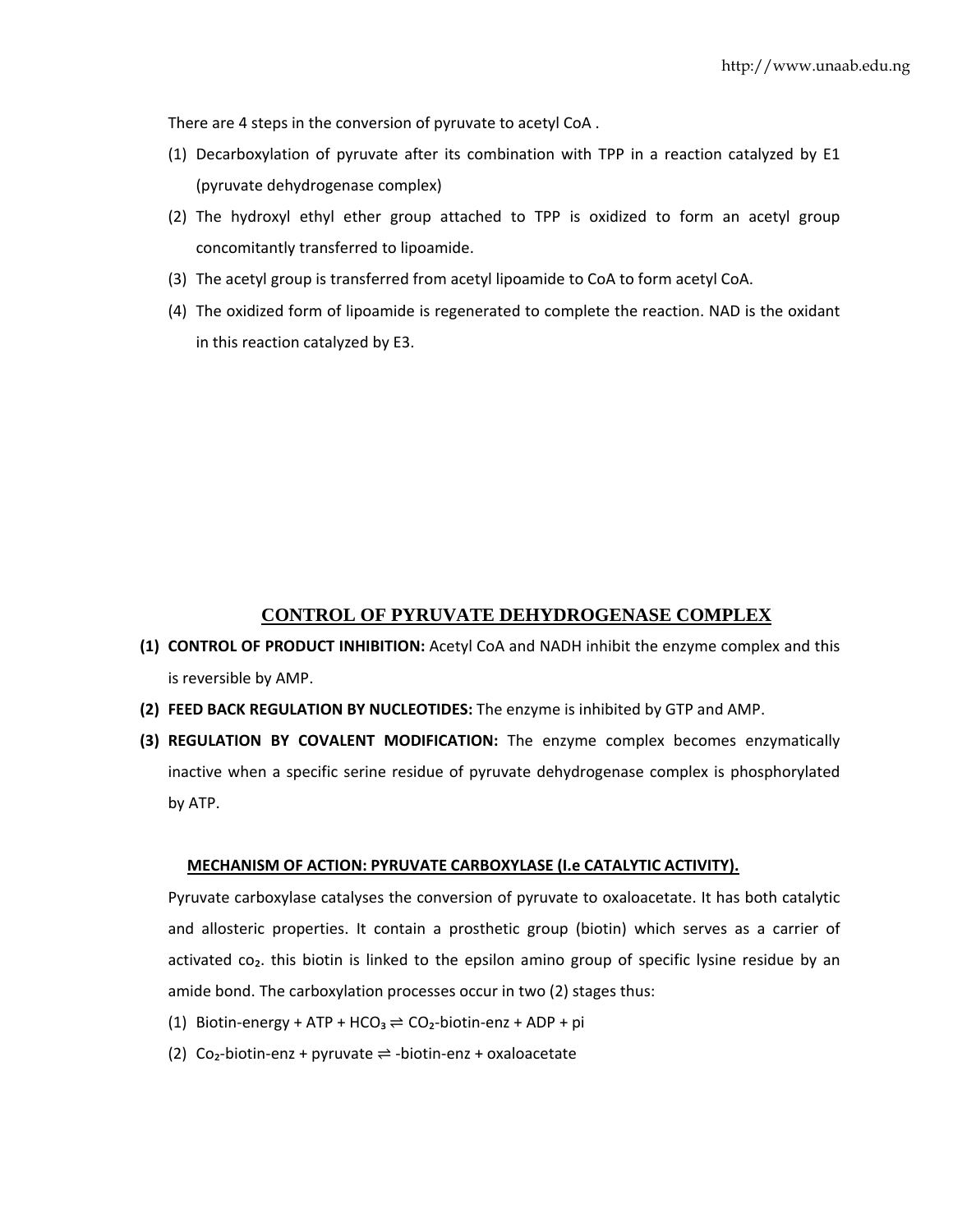There are 4 steps in the conversion of pyruvate to acetyl CoA .

(1) Decarboxylation of pyruvate after its combination with TPP in a reaction catalyzed by E1 (pyruvate dehydrogenase complex)

(2) The hydroxyl ethyl ether group attached to TPP is oxidized to form an acetyl group concomitantly transferred to lipoamide.

(3) The acetyl group is transferred from acetyl lipoamide to CoA to form acetyl CoA.

(4) The oxidized form of lipoamide is regenerated to complete the reaction. NAD is the oxidant in this reaction catalyzed by E3.

## CONTROL OF PYRUVATE DEHYDROGENASE COMPLEX

**(1) CONTROL OF PRODUCT INHIBITION:** Acetyl CoA and NADH inhibit the enzyme complex and this is reversible by AMP.

**(2) FEED BACK REGULATION BY NUCLEOTIDES:** The enzyme is inhibited by GTP and AMP.

**(3) REGULATION BY COVALENT MODIFICATION:** The enzyme complex becomes enzymatically inactive when a specific serine residue of pyruvate dehydrogenase complex is phosphorylated by ATP.

### MECHANISM OF ACTION: PYRUVATE CARBOXYLASE (I.e CATALYTIC ACTIVITY).

Pyruvate carboxylase catalyses the conversion of pyruvate to oxaloacetate. It has both catalytic and allosteric properties. It contain a prosthetic group (biotin) which serves as a carrier of activated $co_2$. this biotin is linked to the epsilon amino group of specific lysine residue by an amide bond. The carboxylation processes occur in two (2) stages thus:

(1) Biotin-energy + ATP + $HCO_3 \rightleftharpoons CO_2$-biotin-enz + ADP + pi

(2) $Co_2$-biotin-enz + pyruvate $\rightleftharpoons$ -biotin-enz + oxaloacetate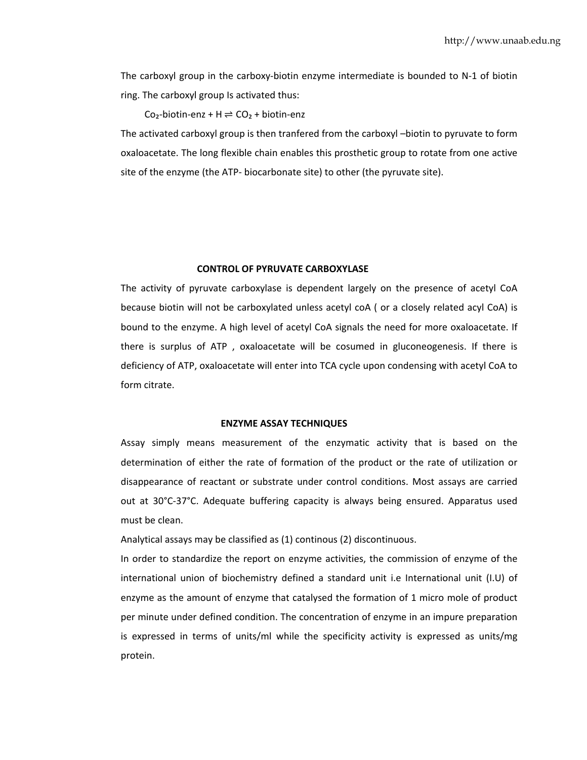The carboxyl group in the carboxy-biotin enzyme intermediate is bounded to N-1 of biotin ring. The carboxyl group Is activated thus:

$$Co_2\text{-biotin-enz} + H \rightleftharpoons CO_2 + \text{biotin-enz}$$

The activated carboxyl group is then tranfered from the carboxyl –biotin to pyruvate to form oxaloacetate. The long flexible chain enables this prosthetic group to rotate from one active site of the enzyme (the ATP- biocarbonate site) to other (the pyruvate site).

## CONTROL OF PYRUVATE CARBOXYLASE

The activity of pyruvate carboxylase is dependent largely on the presence of acetyl CoA because biotin will not be carboxylated unless acetyl coA ( or a closely related acyl CoA) is bound to the enzyme. A high level of acetyl CoA signals the need for more oxaloacetate. If there is surplus of ATP , oxaloacetate will be cosumed in gluconeogenesis. If there is deficiency of ATP, oxaloacetate will enter into TCA cycle upon condensing with acetyl CoA to form citrate.

## ENZYME ASSAY TECHNIQUES

Assay simply means measurement of the enzymatic activity that is based on the determination of either the rate of formation of the product or the rate of utilization or disappearance of reactant or substrate under control conditions. Most assays are carried out at 30°C-37°C. Adequate buffering capacity is always being ensured. Apparatus used must be clean.

Analytical assays may be classified as (1) continous (2) discontinuous.

In order to standardize the report on enzyme activities, the commission of enzyme of the international union of biochemistry defined a standard unit i.e International unit (I.U) of enzyme as the amount of enzyme that catalysed the formation of 1 micro mole of product per minute under defined condition. The concentration of enzyme in an impure preparation is expressed in terms of units/ml while the specificity activity is expressed as units/mg protein.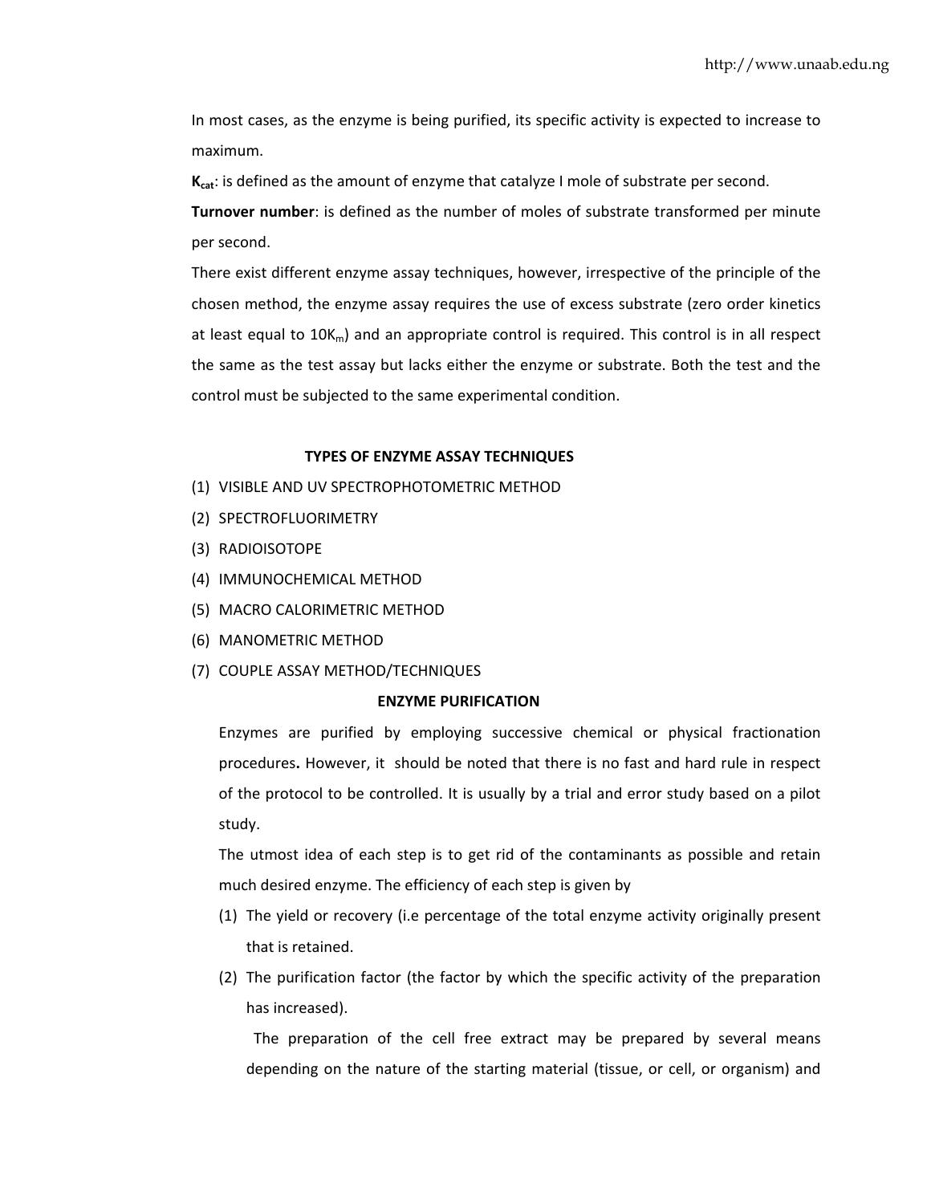In most cases, as the enzyme is being purified, its specific activity is expected to increase to maximum.

**$K_{cat}$**: is defined as the amount of enzyme that catalyze I mole of substrate per second.

**Turnover number**: is defined as the number of moles of substrate transformed per minute per second.

There exist different enzyme assay techniques, however, irrespective of the principle of the chosen method, the enzyme assay requires the use of excess substrate (zero order kinetics at least equal to $10K_m$) and an appropriate control is required. This control is in all respect the same as the test assay but lacks either the enzyme or substrate. Both the test and the control must be subjected to the same experimental condition.

## TYPES OF ENZYME ASSAY TECHNIQUES

(1) VISIBLE AND UV SPECTROPHOTOMETRIC METHOD
(2) SPECTROFLUORIMETRY
(3) RADIOISOTOPE
(4) IMMUNOCHEMICAL METHOD
(5) MACRO CALORIMETRIC METHOD
(6) MANOMETRIC METHOD
(7) COUPLE ASSAY METHOD/TECHNIQUES

## ENZYME PURIFICATION

Enzymes are purified by employing successive chemical or physical fractionation procedures**.** However, it should be noted that there is no fast and hard rule in respect of the protocol to be controlled. It is usually by a trial and error study based on a pilot study.

The utmost idea of each step is to get rid of the contaminants as possible and retain much desired enzyme. The efficiency of each step is given by

(1) The yield or recovery (i.e percentage of the total enzyme activity originally present that is retained.
(2) The purification factor (the factor by which the specific activity of the preparation has increased).

The preparation of the cell free extract may be prepared by several means depending on the nature of the starting material (tissue, or cell, or organism) and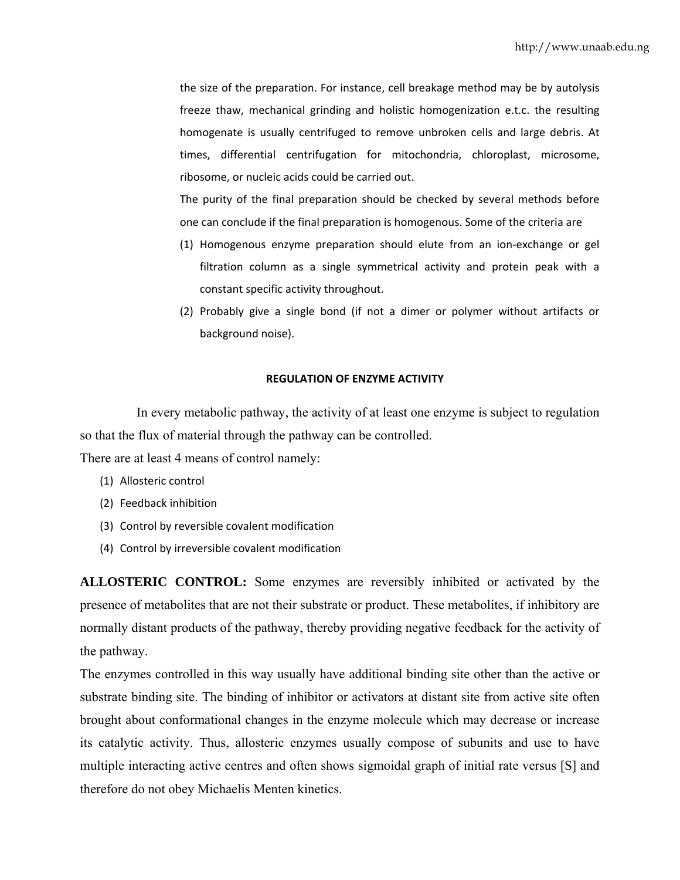the size of the preparation. For instance, cell breakage method may be by autolysis freeze thaw, mechanical grinding and holistic homogenization e.t.c. the resulting homogenate is usually centrifuged to remove unbroken cells and large debris. At times, differential centrifugation for mitochondria, chloroplast, microsome, ribosome, or nucleic acids could be carried out.

The purity of the final preparation should be checked by several methods before one can conclude if the final preparation is homogenous. Some of the criteria are

(1) Homogenous enzyme preparation should elute from an ion-exchange or gel filtration column as a single symmetrical activity and protein peak with a constant specific activity throughout.
(2) Probably give a single bond (if not a dimer or polymer without artifacts or background noise).

## REGULATION OF ENZYME ACTIVITY

In every metabolic pathway, the activity of at least one enzyme is subject to regulation so that the flux of material through the pathway can be controlled.

There are at least 4 means of control namely:

(1) Allosteric control
(2) Feedback inhibition
(3) Control by reversible covalent modification
(4) Control by irreversible covalent modification

**ALLOSTERIC CONTROL:** Some enzymes are reversibly inhibited or activated by the presence of metabolites that are not their substrate or product. These metabolites, if inhibitory are normally distant products of the pathway, thereby providing negative feedback for the activity of the pathway.

The enzymes controlled in this way usually have additional binding site other than the active or substrate binding site. The binding of inhibitor or activators at distant site from active site often brought about conformational changes in the enzyme molecule which may decrease or increase its catalytic activity. Thus, allosteric enzymes usually compose of subunits and use to have multiple interacting active centres and often shows sigmoidal graph of initial rate versus [S] and therefore do not obey Michaelis Menten kinetics.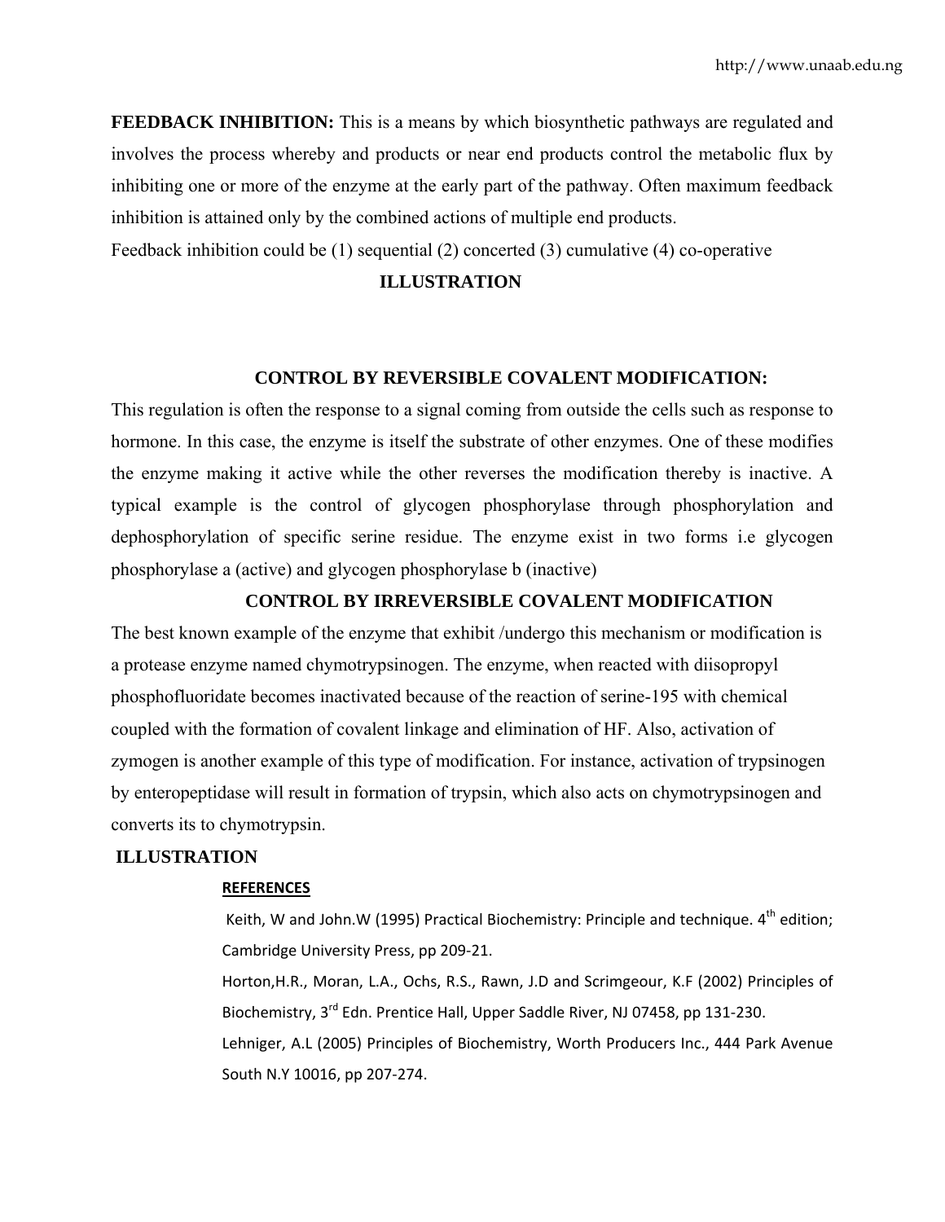**FEEDBACK INHIBITION:** This is a means by which biosynthetic pathways are regulated and involves the process whereby and products or near end products control the metabolic flux by inhibiting one or more of the enzyme at the early part of the pathway. Often maximum feedback inhibition is attained only by the combined actions of multiple end products.

Feedback inhibition could be (1) sequential (2) concerted (3) cumulative (4) co-operative

**ILLUSTRATION**

**CONTROL BY REVERSIBLE COVALENT MODIFICATION:**

This regulation is often the response to a signal coming from outside the cells such as response to hormone. In this case, the enzyme is itself the substrate of other enzymes. One of these modifies the enzyme making it active while the other reverses the modification thereby is inactive. A typical example is the control of glycogen phosphorylase through phosphorylation and dephosphorylation of specific serine residue. The enzyme exist in two forms i.e glycogen phosphorylase a (active) and glycogen phosphorylase b (inactive)

**CONTROL BY IRREVERSIBLE COVALENT MODIFICATION**

The best known example of the enzyme that exhibit /undergo this mechanism or modification is a protease enzyme named chymotrypsinogen. The enzyme, when reacted with diisopropyl phosphofluoridate becomes inactivated because of the reaction of serine-195 with chemical coupled with the formation of covalent linkage and elimination of HF. Also, activation of zymogen is another example of this type of modification. For instance, activation of trypsinogen by enteropeptidase will result in formation of trypsin, which also acts on chymotrypsinogen and converts its to chymotrypsin.

**ILLUSTRATION**

**REFERENCES**

Keith, W and John.W (1995) Practical Biochemistry: Principle and technique. 4th edition; Cambridge University Press, pp 209-21.

Horton,H.R., Moran, L.A., Ochs, R.S., Rawn, J.D and Scrimgeour, K.F (2002) Principles of Biochemistry, 3rd Edn. Prentice Hall, Upper Saddle River, NJ 07458, pp 131-230.

Lehniger, A.L (2005) Principles of Biochemistry, Worth Producers Inc., 444 Park Avenue South N.Y 10016, pp 207-274.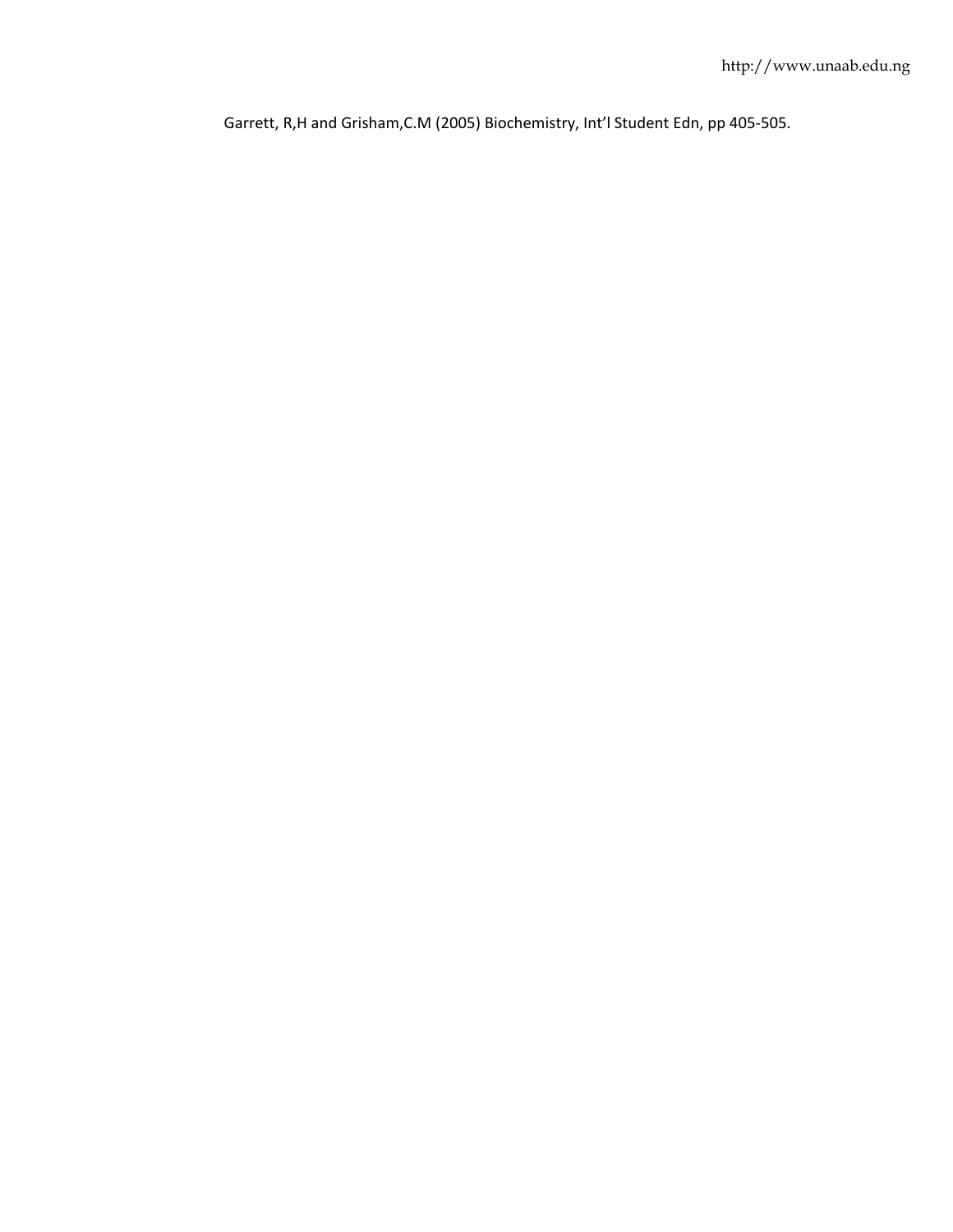Garrett, R,H and Grisham,C.M (2005) Biochemistry, Int'l Student Edn, pp 405-505.